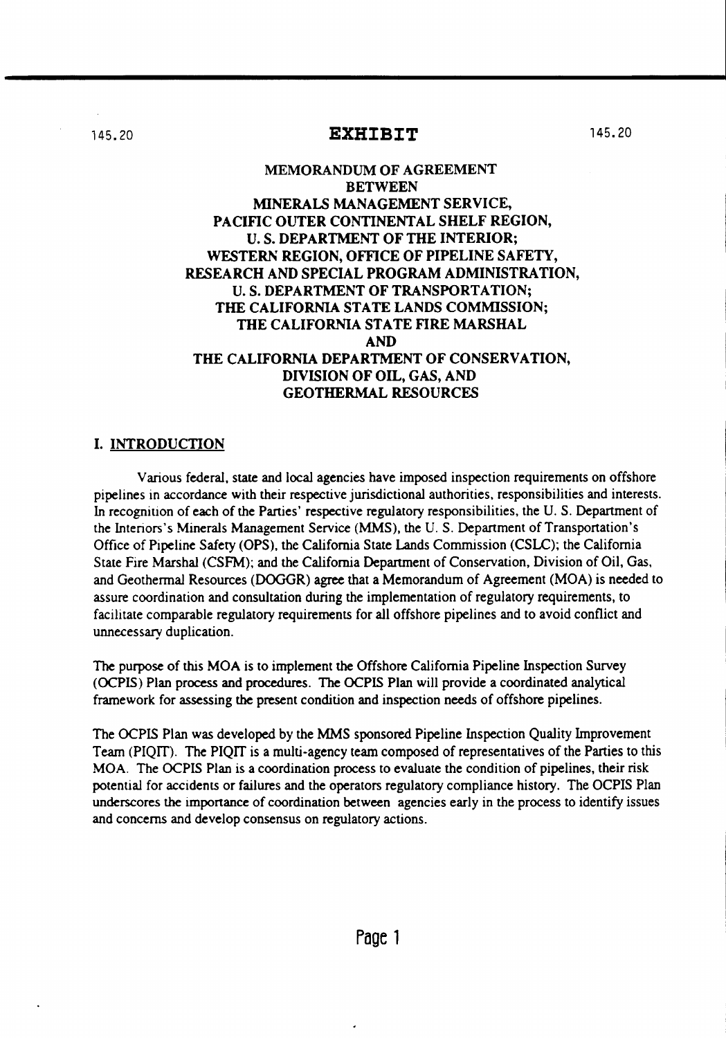# EXHIBIT

## MEMORANDUM OF AGREEMENT BETWEEN MINERALS MANAGEMENT SERVICE, PACIFIC OUTER CONTINENTAL SHELF REGION, U. S. DEPARTMENT OF THE INTERIOR; WESTERN REGION, OFFICE OF PIPELINE SAFETY, RESEARCH AND SPECIAL PROGRAM ADMINISTRATION, U. S. DEPARTMENT OF TRANSPORTATION; THE CALIFORNIA STATE LANDS COMMISSION; THE CALIFORNIA STATE FIRE MARSHAL AND THE CALIFORNIA DEPARTMENT OF CONSERVATION, DIVISION OF OIL, GAS, AND GEOTHERMAL RESOURCES

### I. INTRODUCTION

Various federal, state and local agencies have imposed inspection requirements on offshore pipelines in accordance with their respective jurisdictional authorities, responsibilities and interests. In recognition of each of the Parties' respective regulatory responsibilities, the U. S. Department of the Interiors's Minerals Management Service (MMS), the U. S. Department of Transportation's Office of Pipeline Safety (OPS), the California State Lands Commission (CSLC); the California State Fire Marshal (CSFM); and the California Department of Conservation, Division of Oil, Gas, and Geothermal Resources (DOGGR) agree that a Memorandum of Agreement (MOA) is needed to assure coordination and consultation during the implementation of regulatory requirements, to facilitate comparable regulatory requirements for all offshore pipelines and to avoid conflict and unnecessary duplication.

The purpose of this MOA is to implement the Offshore California Pipeline Inspection Survey (OCPIS) Plan process and procedures. The OCPIS Plan will provide a coordinated analytical framework for assessing the present condition and inspection needs of offshore pipelines.

The OCPIS Plan was developed by the MMS sponsored Pipeline Inspection Quality Improvement Team (PIQIT). The PIQIT is a multi-agency team composed of representatives of the Parties to this MOA. The OCPIS Plan is a coordination process to evaluate the condition of pipelines, their risk potential for accidents or failures and the operators regulatory compliance history. The OCPIS Plan underscores the importance of coordination between agencies early in the process to identify issues and concerns and develop consensus on regulatory actions.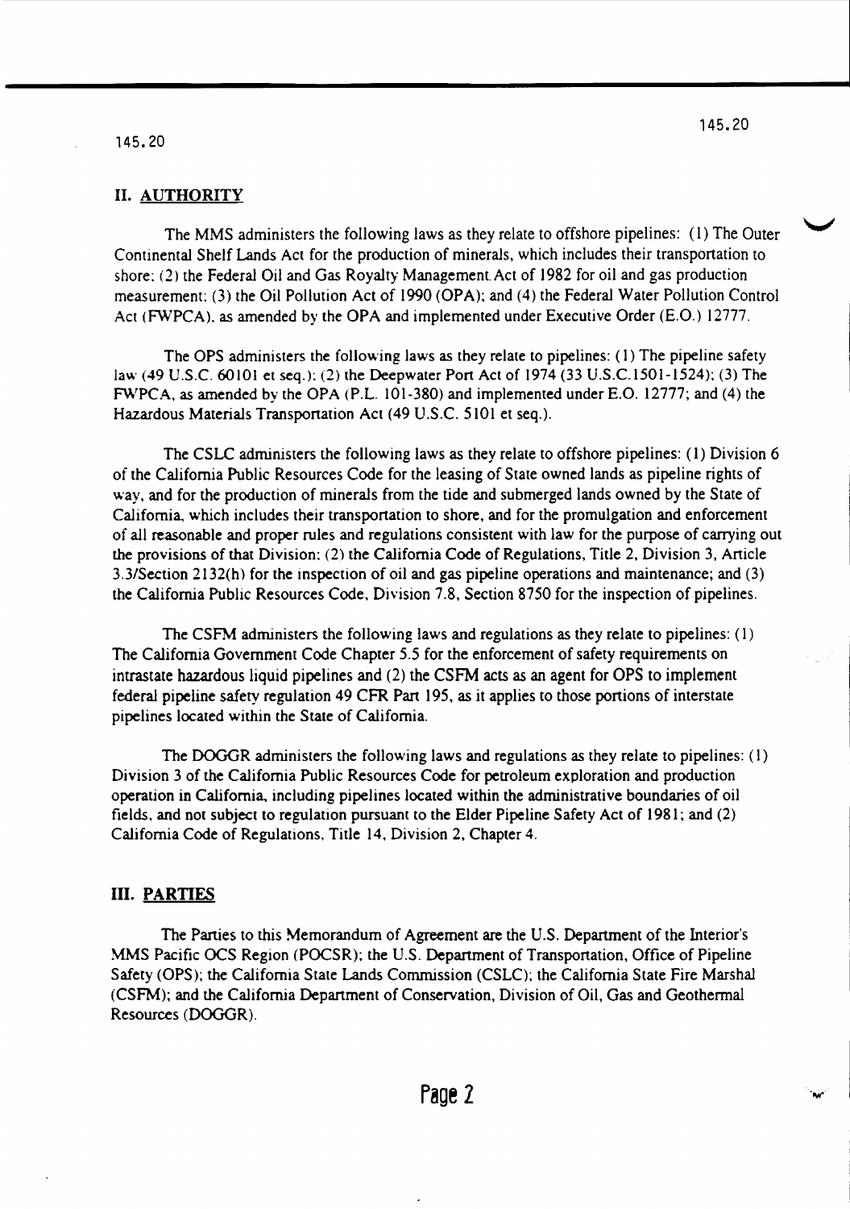## II. AUTHORITY

The MMS administers the following laws as they relate to offshore pipelines: (1) The Outer Continental Shelf Lands Act for the production of minerals, which includes their transportation to shore; (2) the Federal Oil and Gas Royalty Management Act of 1982 for oil and gas production measurement; (3) the Oil Pollution Act of 1990 (OPA); and (4) the Federal Water Pollution Control Act (FWPCA), as amended by the OPA and implemented under Executive Order (E.O.) 12777.

The OPS administers the following laws as they relate to pipelines: (1) The pipeline safety law (49 U.S.C. 60101 et seq.); (2) the Deepwater Port Act of 1974 (33 U.S.C.1501-1524); (3) The FWPCA, as amended by the OPA (P.L. 101-380) and implemented under E.O. 12777; and (4) the Hazardous Materials Transportation Act (49 U.S.C. 5101 et seq.).

The CSLC administers the following laws as they relate to offshore pipelines: (1) Division 6 of the California Public Resources Code for the leasing of State owned lands as pipeline rights of way, and for the production of minerals from the tide and submerged lands owned by the State of California, which includes their transportation to shore, and for the promulgation and enforcement of all reasonable and proper rules and regulations consistent with law for the purpose of carrying out the provisions of that Division; (2) the California Code of Regulations, Title 2, Division 3, Article 3.3/Section 2132(h) for the inspection of oil and gas pipeline operations and maintenance; and (3) the California Public Resources Code, Division 7.8, Section 8750 for the inspection of pipelines.

The CSFM administers the following laws and regulations as they relate to pipelines: (1) The California Government Code Chapter 5.5 for the enforcement of safety requirements on intrastate hazardous liquid pipelines and (2) the CSFM acts as an agent for OPS to implement federal pipeline safety regulation 49 CFR Part 195, as it applies to those portions of interstate pipelines located within the State of California.

The DOGGR administers the following laws and regulations as they relate to pipelines: (1) Division 3 of the California Public Resources Code for petroleum exploration and production operation in California, including pipelines located within the administrative boundaries of oil fields, and not subject to regulation pursuant to the Elder Pipeline Safety Act of 1981; and (2) California Code of Regulations, Title 14, Division 2, Chapter 4.

## III. PARTIES

The Parties to this Memorandum of Agreement are the U.S. Department of the Interior's MMS Pacific OCS Region (POCSR); the U.S. Department of Transportation, Office of Pipeline Safety (OPS); the California State Lands Commission (CSLC); the California State Fire Marshal (CSFM); and the California Department of Conservation, Division of Oil, Gas and Geothermal Resources (DOGGR).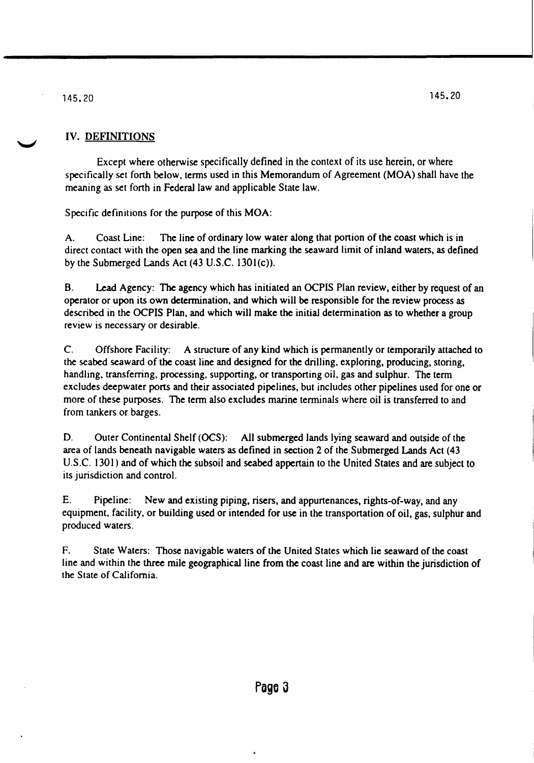## IV. DEFINITIONS

Except where otherwise specifically defined in the context of its use herein, or where specifically set forth below, terms used in this Memorandum of Agreement (MOA) shall have the meaning as set forth in Federal law and applicable State law.

Specific definitions for the purpose of this MOA:

A. Coast Line: The line of ordinary low water along that portion of the coast which is in direct contact with the open sea and the line marking the seaward limit of inland waters, as defined by the Submerged Lands Act (43 U.S.C. 1301(c)).

B. Lead Agency: The agency which has initiated an OCPIS Plan review, either by request of an operator or upon its own determination, and which will be responsible for the review process as described in the OCPIS Plan, and which will make the initial determination as to whether a group review is necessary or desirable.

C. Offshore Facility: A structure of any kind which is permanently or temporarily attached to the seabed seaward of the coast line and designed for the drilling, exploring, producing, storing, handling, transferring, processing, supporting, or transporting oil, gas and sulphur. The term excludes deepwater ports and their associated pipelines, but includes other pipelines used for one or more of these purposes. The term also excludes marine terminals where oil is transferred to and from tankers or barges.

D. Outer Continental Shelf (OCS): All submerged lands lying seaward and outside of the area of lands beneath navigable waters as defined in section 2 of the Submerged Lands Act (43 U.S.C. 1301) and of which the subsoil and seabed appertain to the United States and are subject to its jurisdiction and control.

E. Pipeline: New and existing piping, risers, and appurtenances, rights-of-way, and any equipment, facility, or building used or intended for use in the transportation of oil, gas, sulphur and produced waters.

F. State Waters: Those navigable waters of the United States which lie seaward of the coast line and within the three mile geographical line from the coast line and are within the jurisdiction of the State of California.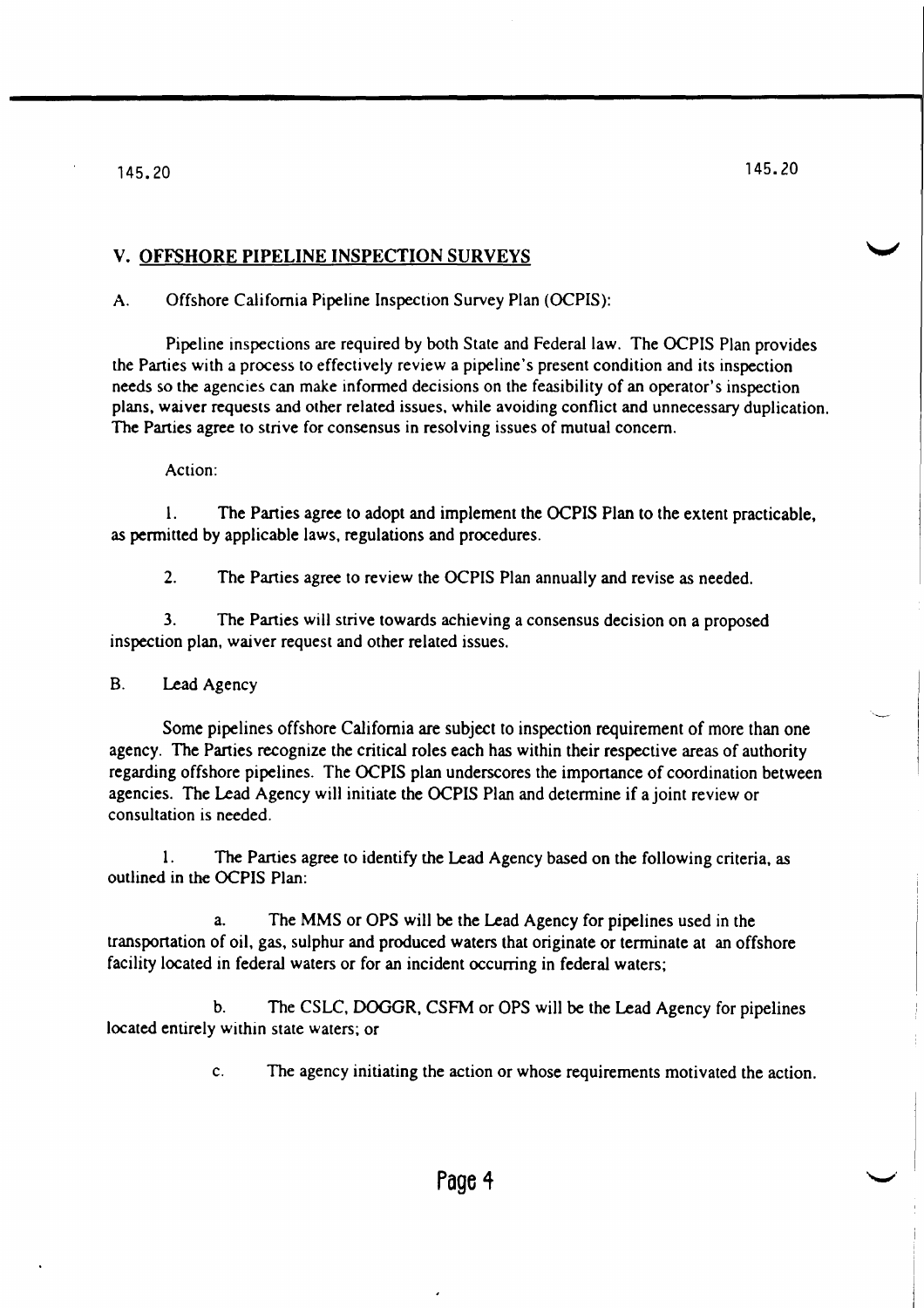## V. OFFSHORE PIPELINE INSPECTION SURVEYS

A. Offshore California Pipeline Inspection Survey Plan (OCPIS):

Pipeline inspections are required by both State and Federal law. The OCPIS Plan provides the Parties with a process to effectively review a pipeline's present condition and its inspection needs so the agencies can make informed decisions on the feasibility of an operator's inspection plans, waiver requests and other related issues, while avoiding conflict and unnecessary duplication. The Parties agree to strive for consensus in resolving issues of mutual concern.

Action:

1. The Parties agree to adopt and implement the OCPIS Plan to the extent practicable, as permitted by applicable laws, regulations and procedures.

2. The Parties agree to review the OCPIS Plan annually and revise as needed.

3. The Parties will strive towards achieving a consensus decision on a proposed inspection plan, waiver request and other related issues.

B. Lead Agency

Some pipelines offshore California are subject to inspection requirement of more than one agency. The Parties recognize the critical roles each has within their respective areas of authority regarding offshore pipelines. The OCPIS plan underscores the importance of coordination between agencies. The Lead Agency will initiate the OCPIS Plan and determine if a joint review or consultation is needed.

1. The Parties agree to identify the Lead Agency based on the following criteria, as outlined in the OCPIS Plan:

a. The MMS or OPS will be the Lead Agency for pipelines used in the transportation of oil, gas, sulphur and produced waters that originate or terminate at an offshore facility located in federal waters or for an incident occurring in federal waters;

b. The CSLC, DOGGR, CSFM or OPS will be the Lead Agency for pipelines located entirely within state waters; or

c. The agency initiating the action or whose requirements motivated the action.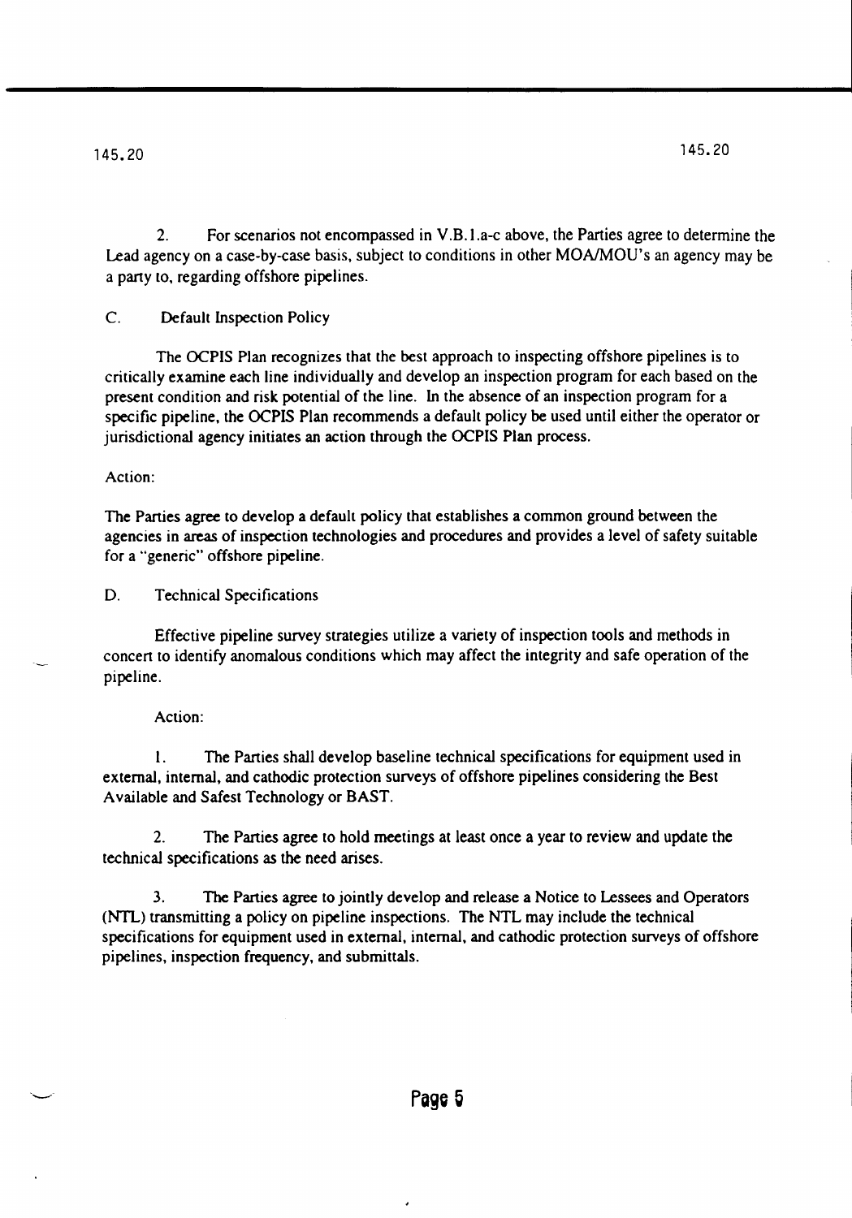2. For scenarios not encompassed in V.B.1.a-c above, the Parties agree to determine the Lead agency on a case-by-case basis, subject to conditions in other MOA/MOU's an agency may be a party to, regarding offshore pipelines.

C. Default Inspection Policy

The OCPIS Plan recognizes that the best approach to inspecting offshore pipelines is to critically examine each line individually and develop an inspection program for each based on the present condition and risk potential of the line. In the absence of an inspection program for a specific pipeline, the OCPIS Plan recommends a default policy be used until either the operator or jurisdictional agency initiates an action through the OCPIS Plan process.

Action:

The Parties agree to develop a default policy that establishes a common ground between the agencies in areas of inspection technologies and procedures and provides a level of safety suitable for a "generic" offshore pipeline.

D. Technical Specifications

Effective pipeline survey strategies utilize a variety of inspection tools and methods in concert to identify anomalous conditions which may affect the integrity and safe operation of the pipeline.

Action:

1. The Parties shall develop baseline technical specifications for equipment used in external, internal, and cathodic protection surveys of offshore pipelines considering the Best Available and Safest Technology or BAST.

2. The Parties agree to hold meetings at least once a year to review and update the technical specifications as the need arises.

3. The Parties agree to jointly develop and release a Notice to Lessees and Operators (NTL) transmitting a policy on pipeline inspections. The NTL may include the technical specifications for equipment used in external, internal, and cathodic protection surveys of offshore pipelines, inspection frequency, and submittals.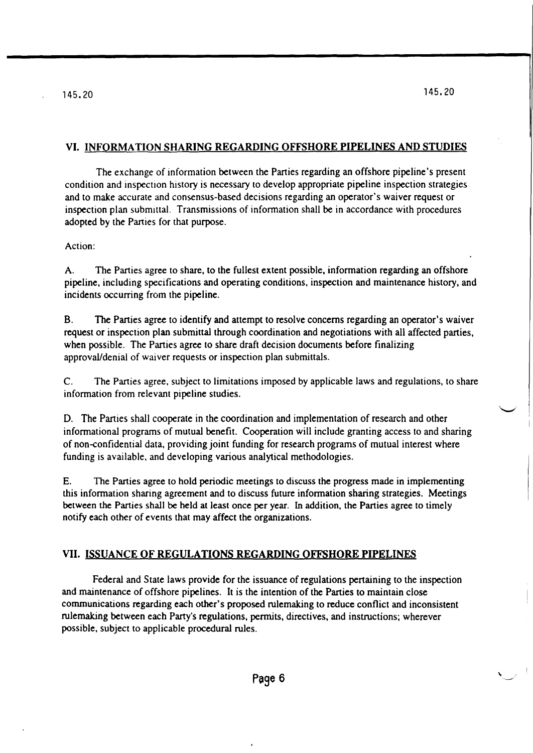## VI. INFORMATION SHARING REGARDING OFFSHORE PIPELINES AND STUDIES

The exchange of information between the Parties regarding an offshore pipeline's present condition and inspection history is necessary to develop appropriate pipeline inspection strategies and to make accurate and consensus-based decisions regarding an operator's waiver request or inspection plan submittal. Transmissions of information shall be in accordance with procedures adopted by the Parties for that purpose.

Action:

A. The Parties agree to share, to the fullest extent possible, information regarding an offshore pipeline, including specifications and operating conditions, inspection and maintenance history, and incidents occurring from the pipeline.

B. The Parties agree to identify and attempt to resolve concerns regarding an operator's waiver request or inspection plan submittal through coordination and negotiations with all affected parties, when possible. The Parties agree to share draft decision documents before finalizing approval/denial of waiver requests or inspection plan submittals.

C. The Parties agree, subject to limitations imposed by applicable laws and regulations, to share information from relevant pipeline studies.

D. The Parties shall cooperate in the coordination and implementation of research and other informational programs of mutual benefit. Cooperation will include granting access to and sharing of non-confidential data, providing joint funding for research programs of mutual interest where funding is available, and developing various analytical methodologies.

E. The Parties agree to hold periodic meetings to discuss the progress made in implementing this information sharing agreement and to discuss future information sharing strategies. Meetings between the Parties shall be held at least once per year. In addition, the Parties agree to timely notify each other of events that may affect the organizations.

## VII. ISSUANCE OF REGULATIONS REGARDING OFFSHORE PIPELINES

Federal and State laws provide for the issuance of regulations pertaining to the inspection and maintenance of offshore pipelines. It is the intention of the Parties to maintain close communications regarding each other's proposed rulemaking to reduce conflict and inconsistent rulemaking between each Party's regulations, permits, directives, and instructions; wherever possible, subject to applicable procedural rules.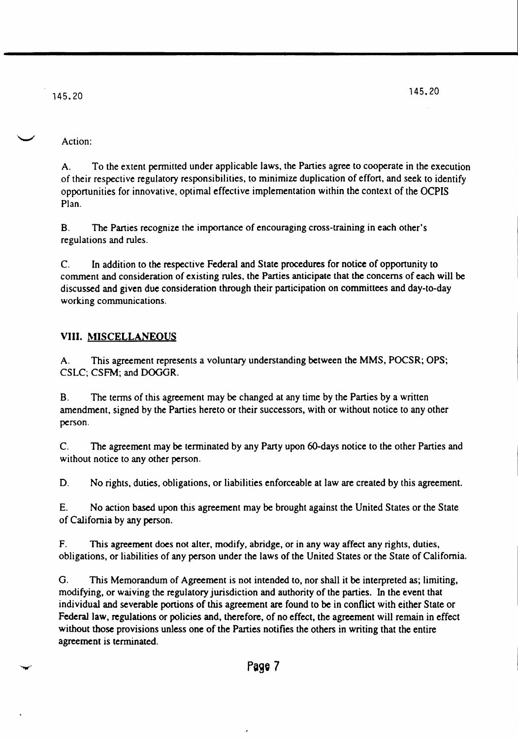Action:

A. To the extent permitted under applicable laws, the Parties agree to cooperate in the execution of their respective regulatory responsibilities, to minimize duplication of effort, and seek to identify opportunities for innovative, optimal effective implementation within the context of the OCPIS Plan.

B. The Parties recognize the importance of encouraging cross-training in each other's regulations and rules.

C. In addition to the respective Federal and State procedures for notice of opportunity to comment and consideration of existing rules, the Parties anticipate that the concerns of each will be discussed and given due consideration through their participation on committees and day-to-day working communications.

## VIII. MISCELLANEOUS

A. This agreement represents a voluntary understanding between the MMS, POCSR; OPS; CSLC; CSFM; and DOGGR.

B. The terms of this agreement may be changed at any time by the Parties by a written amendment, signed by the Parties hereto or their successors, with or without notice to any other person.

C. The agreement may be terminated by any Party upon 60-days notice to the other Parties and without notice to any other person.

D. No rights, duties, obligations, or liabilities enforceable at law are created by this agreement.

E. No action based upon this agreement may be brought against the United States or the State of California by any person.

F. This agreement does not alter, modify, abridge, or in any way affect any rights, duties, obligations, or liabilities of any person under the laws of the United States or the State of California.

G. This Memorandum of Agreement is not intended to, nor shall it be interpreted as; limiting, modifying, or waiving the regulatory jurisdiction and authority of the parties. In the event that individual and severable portions of this agreement are found to be in conflict with either State or Federal law, regulations or policies and, therefore, of no effect, the agreement will remain in effect without those provisions unless one of the Parties notifies the others in writing that the entire agreement is terminated.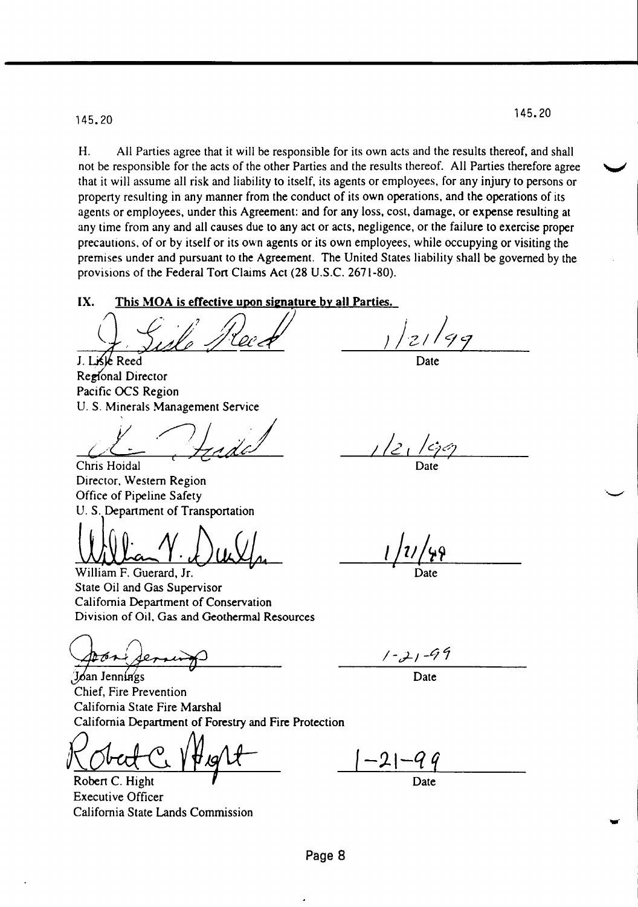H. All Parties agree that it will be responsible for its own acts and the results thereof, and shall not be responsible for the acts of the other Parties and the results thereof. All Parties therefore agree that it will assume all risk and liability to itself, its agents or employees, for any injury to persons or property resulting in any manner from the conduct of its own operations, and the operations of its agents or employees, under this Agreement: and for any loss, cost, damage, or expense resulting at any time from any and all causes due to any act or acts, negligence, or the failure to exercise proper precautions, of or by itself or its own agents or its own employees, while occupying or visiting the premises under and pursuant to the Agreement. The United States liability shall be governed by the provisions of the Federal Tort Claims Act (28 U.S.C. 2671-80).

**IX. <u>This MOA is effective upon signature by all Parties.</u>**

J. Lisle Reed — 1/21/99
Date

Regional Director
Pacific OCS Region
U. S. Minerals Management Service

Chris Hoidal — 1/21/99
Date

Director, Western Region
Office of Pipeline Safety
U. S. Department of Transportation

William F. Guerard, Jr. — 1/21/99
Date

State Oil and Gas Supervisor
California Department of Conservation
Division of Oil, Gas and Geothermal Resources

Joan Jennings — 1-21-99
Date

Chief, Fire Prevention
California State Fire Marshal
California Department of Forestry and Fire Protection

Robert C. Hight — 1-21-99
Date

Executive Officer
California State Lands Commission